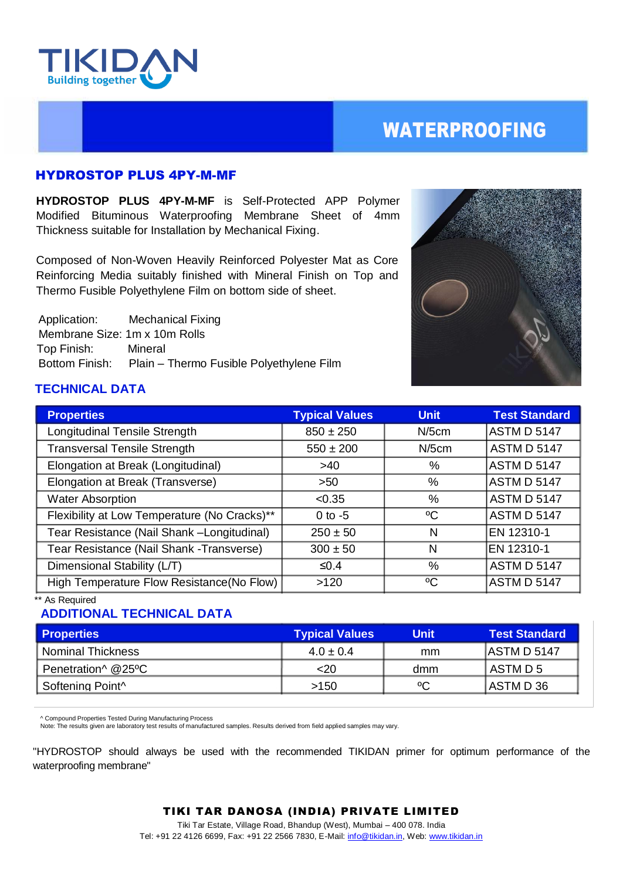TIKIDAN
Building together

# WATERPROOFING

## HYDROSTOP PLUS 4PY-M-MF

**HYDROSTOP PLUS 4PY-M-MF** is Self-Protected APP Polymer Modified Bituminous Waterproofing Membrane Sheet of 4mm Thickness suitable for Installation by Mechanical Fixing.

Composed of Non-Woven Heavily Reinforced Polyester Mat as Core Reinforcing Media suitably finished with Mineral Finish on Top and Thermo Fusible Polyethylene Film on bottom side of sheet.

Application: Mechanical Fixing
Membrane Size: 1m x 10m Rolls
Top Finish: Mineral
Bottom Finish: Plain – Thermo Fusible Polyethylene Film

## TECHNICAL DATA

| Properties | Typical Values | Unit | Test Standard |
|---|---|---|---|
| Longitudinal Tensile Strength | 850 ± 250 | N/5cm | ASTM D 5147 |
| Transversal Tensile Strength | 550 ± 200 | N/5cm | ASTM D 5147 |
| Elongation at Break (Longitudinal) | >40 | % | ASTM D 5147 |
| Elongation at Break (Transverse) | >50 | % | ASTM D 5147 |
| Water Absorption | <0.35 | % | ASTM D 5147 |
| Flexibility at Low Temperature (No Cracks)** | 0 to -5 | ºC | ASTM D 5147 |
| Tear Resistance (Nail Shank –Longitudinal) | 250 ± 50 | N | EN 12310-1 |
| Tear Resistance (Nail Shank -Transverse) | 300 ± 50 | N | EN 12310-1 |
| Dimensional Stability (L/T) | ≤0.4 | % | ASTM D 5147 |
| High Temperature Flow Resistance(No Flow) | >120 | ºC | ASTM D 5147 |

** As Required

## ADDITIONAL TECHNICAL DATA

| Properties | Typical Values | Unit | Test Standard |
|---|---|---|---|
| Nominal Thickness | 4.0 ± 0.4 | mm | ASTM D 5147 |
| Penetration^ @25ºC | <20 | dmm | ASTM D 5 |
| Softening Point^ | >150 | ºC | ASTM D 36 |

^ Compound Properties Tested During Manufacturing Process
Note: The results given are laboratory test results of manufactured samples. Results derived from field applied samples may vary.

"HYDROSTOP should always be used with the recommended TIKIDAN primer for optimum performance of the waterproofing membrane"

**TIKI TAR DANOSA (INDIA) PRIVATE LIMITED**
Tiki Tar Estate, Village Road, Bhandup (West), Mumbai – 400 078. India
Tel: +91 22 4126 6699, Fax: +91 22 2566 7830, E-Mail: info@tikidan.in, Web: www.tikidan.in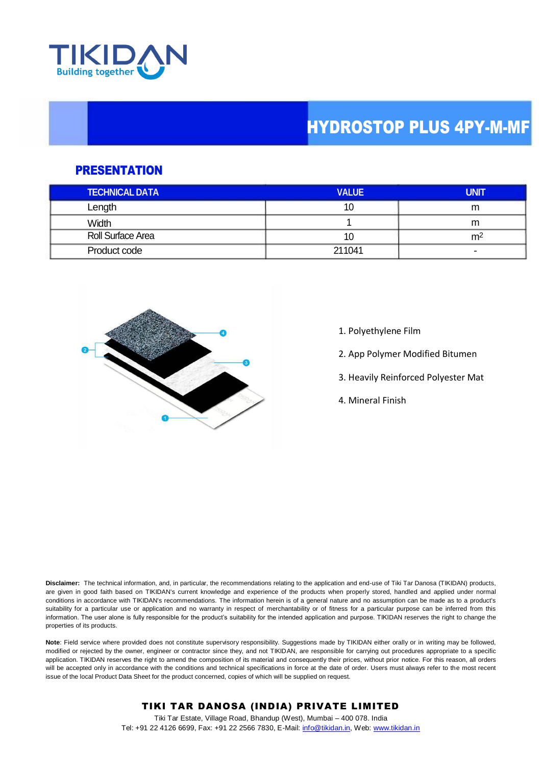# HYDROSTOP PLUS 4PY-M-MF

## PRESENTATION

| TECHNICAL DATA | VALUE | UNIT |
|---|---|---|
| Length | 10 | m |
| Width | 1 | m |
| Roll Surface Area | 10 | $m^2$ |
| Product code | 211041 | - |

1. Polyethylene Film
2. App Polymer Modified Bitumen
3. Heavily Reinforced Polyester Mat
4. Mineral Finish

**Disclaimer:** The technical information, and, in particular, the recommendations relating to the application and end-use of Tiki Tar Danosa (TIKIDAN) products, are given in good faith based on TIKIDAN's current knowledge and experience of the products when properly stored, handled and applied under normal conditions in accordance with TIKIDAN's recommendations. The information herein is of a general nature and no assumption can be made as to a product's suitability for a particular use or application and no warranty in respect of merchantability or of fitness for a particular purpose can be inferred from this information. The user alone is fully responsible for the product's suitability for the intended application and purpose. TIKIDAN reserves the right to change the properties of its products.

**Note**: Field service where provided does not constitute supervisory responsibility. Suggestions made by TIKIDAN either orally or in writing may be followed, modified or rejected by the owner, engineer or contractor since they, and not TIKIDAN, are responsible for carrying out procedures appropriate to a specific application. TIKIDAN reserves the right to amend the composition of its material and consequently their prices, without prior notice. For this reason, all orders will be accepted only in accordance with the conditions and technical specifications in force at the date of order. Users must always refer to the most recent issue of the local Product Data Sheet for the product concerned, copies of which will be supplied on request.

**TIKI TAR DANOSA (INDIA) PRIVATE LIMITED**

Tiki Tar Estate, Village Road, Bhandup (West), Mumbai – 400 078. India

Tel: +91 22 4126 6699, Fax: +91 22 2566 7830, E-Mail: info@tikidan.in, Web: www.tikidan.in